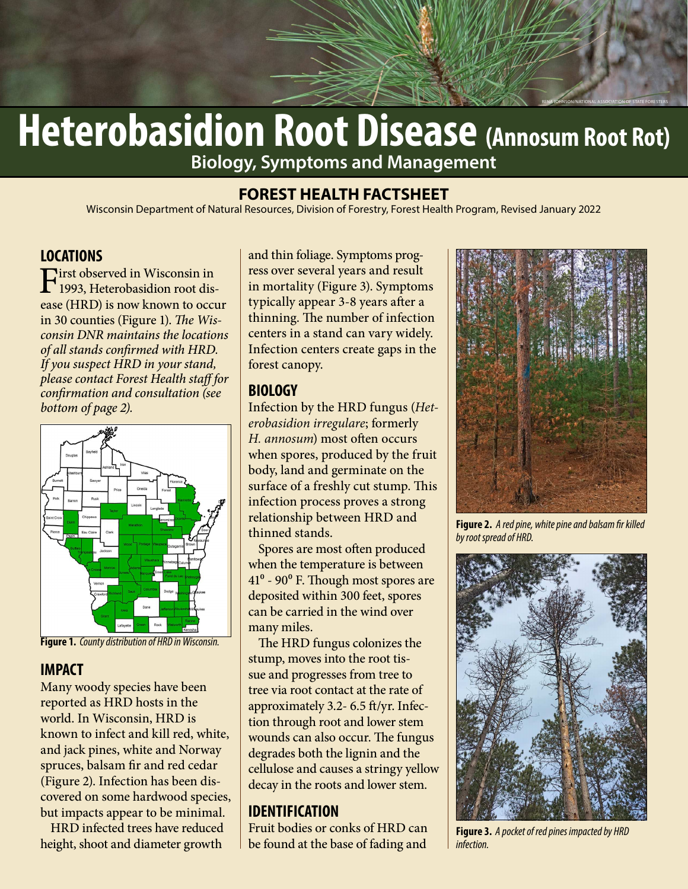# Heterobasidion Root Disease (Annosum Root Rot)

**Biology, Symptoms and Management**

## FOREST HEALTH FACTSHEET

Wisconsin Department of Natural Resources, Division of Forestry, Forest Health Program, Revised January 2022

## LOCATIONS

First observed in Wisconsin in 1993, Heterobasidion root disease (HRD) is now known to occur in 30 counties (Figure 1). *The Wisconsin DNR maintains the locations of all stands confirmed with HRD. If you suspect HRD in your stand, please contact Forest Health staff for confirmation and consultation (see bottom of page 2).*

**Figure 1.** *County distribution of HRD in Wisconsin.*

## IMPACT

Many woody species have been reported as HRD hosts in the world. In Wisconsin, HRD is known to infect and kill red, white, and jack pines, white and Norway spruces, balsam fir and red cedar (Figure 2). Infection has been discovered on some hardwood species, but impacts appear to be minimal.

HRD infected trees have reduced height, shoot and diameter growth and thin foliage. Symptoms progress over several years and result in mortality (Figure 3). Symptoms typically appear 3-8 years after a thinning. The number of infection centers in a stand can vary widely. Infection centers create gaps in the forest canopy.

## BIOLOGY

Infection by the HRD fungus (*Heterobasidion irregulare*; formerly *H. annosum*) most often occurs when spores, produced by the fruit body, land and germinate on the surface of a freshly cut stump. This infection process proves a strong relationship between HRD and thinned stands.

Spores are most often produced when the temperature is between $41^{o}$ - $90^{o}$ F. Though most spores are deposited within 300 feet, spores can be carried in the wind over many miles.

The HRD fungus colonizes the stump, moves into the root tissue and progresses from tree to tree via root contact at the rate of approximately 3.2- 6.5 ft/yr. Infection through root and lower stem wounds can also occur. The fungus degrades both the lignin and the cellulose and causes a stringy yellow decay in the roots and lower stem.

## IDENTIFICATION

Fruit bodies or conks of HRD can be found at the base of fading and

**Figure 2.** *A red pine, white pine and balsam fir killed by root spread of HRD.*

**Figure 3.** *A pocket of red pines impacted by HRD infection.*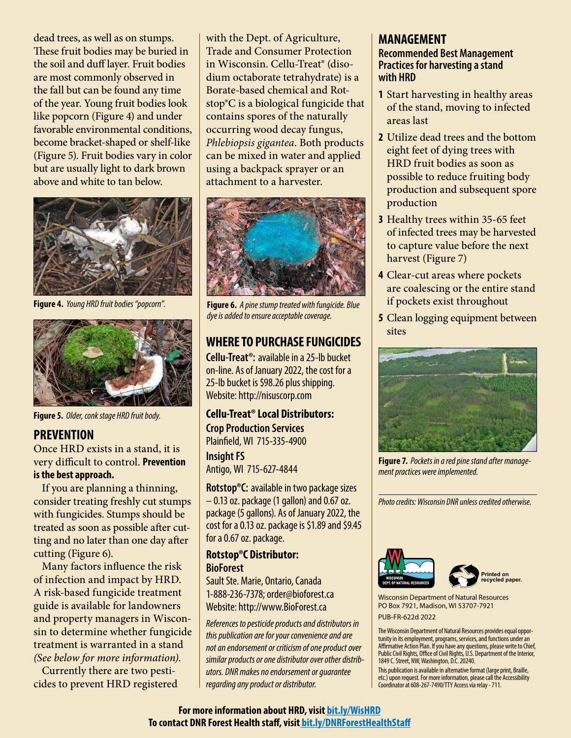dead trees, as well as on stumps. These fruit bodies may be buried in the soil and duff layer. Fruit bodies are most commonly observed in the fall but can be found any time of the year. Young fruit bodies look like popcorn (Figure 4) and under favorable environmental conditions, become bracket-shaped or shelf-like (Figure 5). Fruit bodies vary in color but are usually light to dark brown above and white to tan below.

**Figure 4.** *Young HRD fruit bodies "popcorn".*

**Figure 5.** *Older, conk stage HRD fruit body.*

## PREVENTION

Once HRD exists in a stand, it is very difficult to control. **Prevention is the best approach.**

If you are planning a thinning, consider treating freshly cut stumps with fungicides. Stumps should be treated as soon as possible after cutting and no later than one day after cutting (Figure 6).

Many factors influence the risk of infection and impact by HRD. A risk-based fungicide treatment guide is available for landowners and property managers in Wisconsin to determine whether fungicide treatment is warranted in a stand *(See below for more information).*

Currently there are two pesticides to prevent HRD registered with the Dept. of Agriculture, Trade and Consumer Protection in Wisconsin. Cellu-Treat® (disodium octaborate tetrahydrate) is a Borate-based chemical and Rotstop®C is a biological fungicide that contains spores of the naturally occurring wood decay fungus, *Phlebiopsis gigantea*. Both products can be mixed in water and applied using a backpack sprayer or an attachment to a harvester.

**Figure 6.** *A pine stump treated with fungicide. Blue dye is added to ensure acceptable coverage.*

## WHERE TO PURCHASE FUNGICIDES

**Cellu-Treat®:** available in a 25-lb bucket on-line. As of January 2022, the cost for a 25-lb bucket is $98.26 plus shipping. Website: http://nisuscorp.com

**Cellu-Treat® Local Distributors:**

**Crop Production Services**
Plainfield, WI 715-335-4900

**Insight FS**
Antigo, WI 715-627-4844

**Rotstop®C:** available in two package sizes – 0.13 oz. package (1 gallon) and 0.67 oz. package (5 gallons). As of January 2022, the cost for a 0.13 oz. package is $1.89 and $9.45 for a 0.67 oz. package.

**Rotstop®C Distributor:**
**BioForest**
Sault Ste. Marie, Ontario, Canada
1-888-236-7378; order@bioforest.ca
Website: http://www.BioForest.ca

*References to pesticide products and distributors in this publication are for your convenience and are not an endorsement or criticism of one product over similar products or one distributor over other distributors. DNR makes no endorsement or guarantee regarding any product or distributor.*

## MANAGEMENT

### Recommended Best Management Practices for harvesting a stand with HRD

1. Start harvesting in healthy areas of the stand, moving to infected areas last
2. Utilize dead trees and the bottom eight feet of dying trees with HRD fruit bodies as soon as possible to reduce fruiting body production and subsequent spore production
3. Healthy trees within 35-65 feet of infected trees may be harvested to capture value before the next harvest (Figure 7)
4. Clear-cut areas where pockets are coalescing or the entire stand if pockets exist throughout
5. Clean logging equipment between sites

**Figure 7.** *Pockets in a red pine stand after management practices were implemented.*

*Photo credits: Wisconsin DNR unless credited otherwise.*

Printed on recycled paper.

Wisconsin Department of Natural Resources
PO Box 7921, Madison, WI 53707-7921
PUB-FR-622d 2022

The Wisconsin Department of Natural Resources provides equal opportunity in its employment, programs, services, and functions under an Affirmative Action Plan. If you have any questions, please write to Chief, Public Civil Rights, Office of Civil Rights, U.S. Department of the Interior, 1849 C. Street, NW, Washington, D.C. 20240.

This publication is available in alternative format (large print, Braille, etc.) upon request. For more information, please call the Accessibility Coordinator at 608-267-7490/TTY Access via relay - 711.

**For more information about HRD, visit bit.ly/WisHRD**
**To contact DNR Forest Health staff, visit bit.ly/DNRForestHealthStaff**